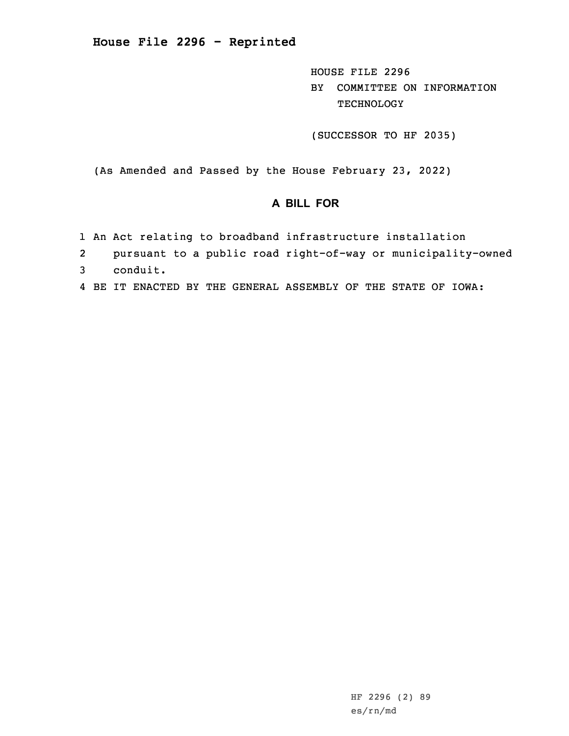**House File 2296 - Reprinted**

HOUSE FILE 2296
BY COMMITTEE ON INFORMATION TECHNOLOGY

(SUCCESSOR TO HF 2035)

(As Amended and Passed by the House February 23, 2022)

## A BILL FOR

1 An Act relating to broadband infrastructure installation
2 pursuant to a public road right-of-way or municipality-owned
3 conduit.
4 BE IT ENACTED BY THE GENERAL ASSEMBLY OF THE STATE OF IOWA:

HF 2296 (2) 89
es/rn/md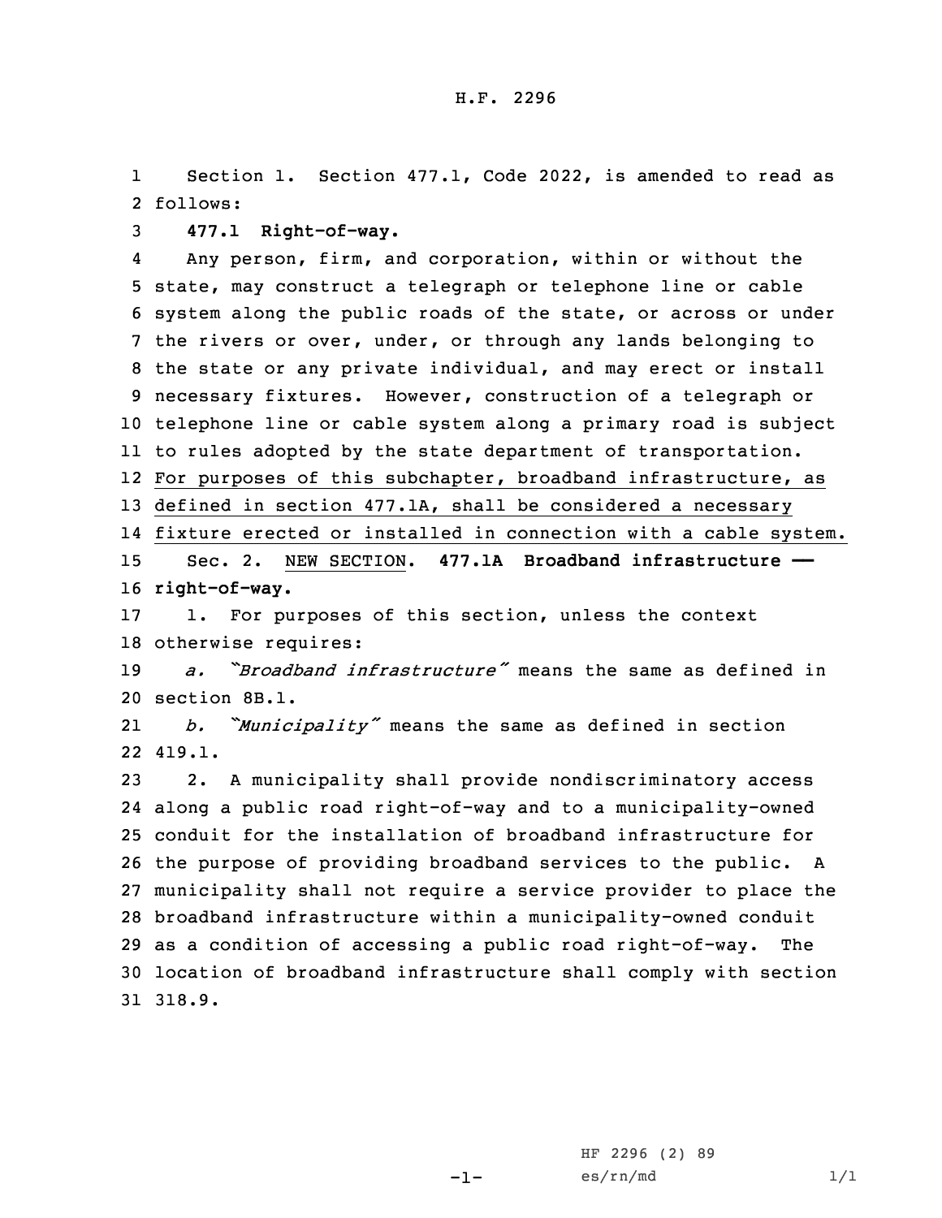# H.F. 2296

Section 1. Section 477.1, Code 2022, is amended to read as follows:

**477.1 Right-of-way.**

Any person, firm, and corporation, within or without the state, may construct a telegraph or telephone line or cable system along the public roads of the state, or across or under the rivers or over, under, or through any lands belonging to the state or any private individual, and may erect or install necessary fixtures. However, construction of a telegraph or telephone line or cable system along a primary road is subject to rules adopted by the state department of transportation. For purposes of this subchapter, broadband infrastructure, as defined in section 477.1A, shall be considered a necessary fixture erected or installed in connection with a cable system.

Sec. 2. NEW SECTION. **477.1A Broadband infrastructure — right-of-way.**

1. For purposes of this section, unless the context otherwise requires:

*a. "Broadband infrastructure"* means the same as defined in section 8B.1.

*b. "Municipality"* means the same as defined in section 419.1.

2. A municipality shall provide nondiscriminatory access along a public road right-of-way and to a municipality-owned conduit for the installation of broadband infrastructure for the purpose of providing broadband services to the public. A municipality shall not require a service provider to place the broadband infrastructure within a municipality-owned conduit as a condition of accessing a public road right-of-way. The location of broadband infrastructure shall comply with section 318.9.